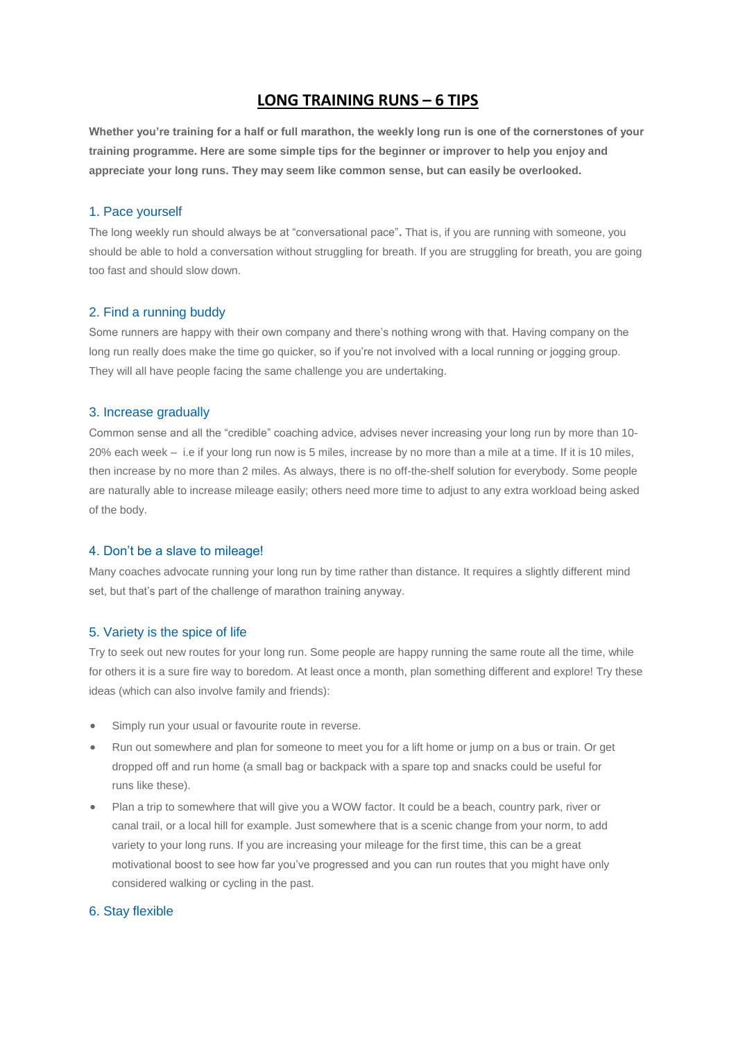# LONG TRAINING RUNS – 6 TIPS

**Whether you're training for a half or full marathon, the weekly long run is one of the cornerstones of your training programme. Here are some simple tips for the beginner or improver to help you enjoy and appreciate your long runs. They may seem like common sense, but can easily be overlooked.**

## 1. Pace yourself

The long weekly run should always be at "conversational pace"**.** That is, if you are running with someone, you should be able to hold a conversation without struggling for breath. If you are struggling for breath, you are going too fast and should slow down.

## 2. Find a running buddy

Some runners are happy with their own company and there's nothing wrong with that. Having company on the long run really does make the time go quicker, so if you're not involved with a local running or jogging group. They will all have people facing the same challenge you are undertaking.

## 3. Increase gradually

Common sense and all the "credible" coaching advice, advises never increasing your long run by more than 10-20% each week – i.e if your long run now is 5 miles, increase by no more than a mile at a time. If it is 10 miles, then increase by no more than 2 miles. As always, there is no off-the-shelf solution for everybody. Some people are naturally able to increase mileage easily; others need more time to adjust to any extra workload being asked of the body.

## 4. Don't be a slave to mileage!

Many coaches advocate running your long run by time rather than distance. It requires a slightly different mind set, but that's part of the challenge of marathon training anyway.

## 5. Variety is the spice of life

Try to seek out new routes for your long run. Some people are happy running the same route all the time, while for others it is a sure fire way to boredom. At least once a month, plan something different and explore! Try these ideas (which can also involve family and friends):

- Simply run your usual or favourite route in reverse.
- Run out somewhere and plan for someone to meet you for a lift home or jump on a bus or train. Or get dropped off and run home (a small bag or backpack with a spare top and snacks could be useful for runs like these).
- Plan a trip to somewhere that will give you a WOW factor. It could be a beach, country park, river or canal trail, or a local hill for example. Just somewhere that is a scenic change from your norm, to add variety to your long runs. If you are increasing your mileage for the first time, this can be a great motivational boost to see how far you've progressed and you can run routes that you might have only considered walking or cycling in the past.

## 6. Stay flexible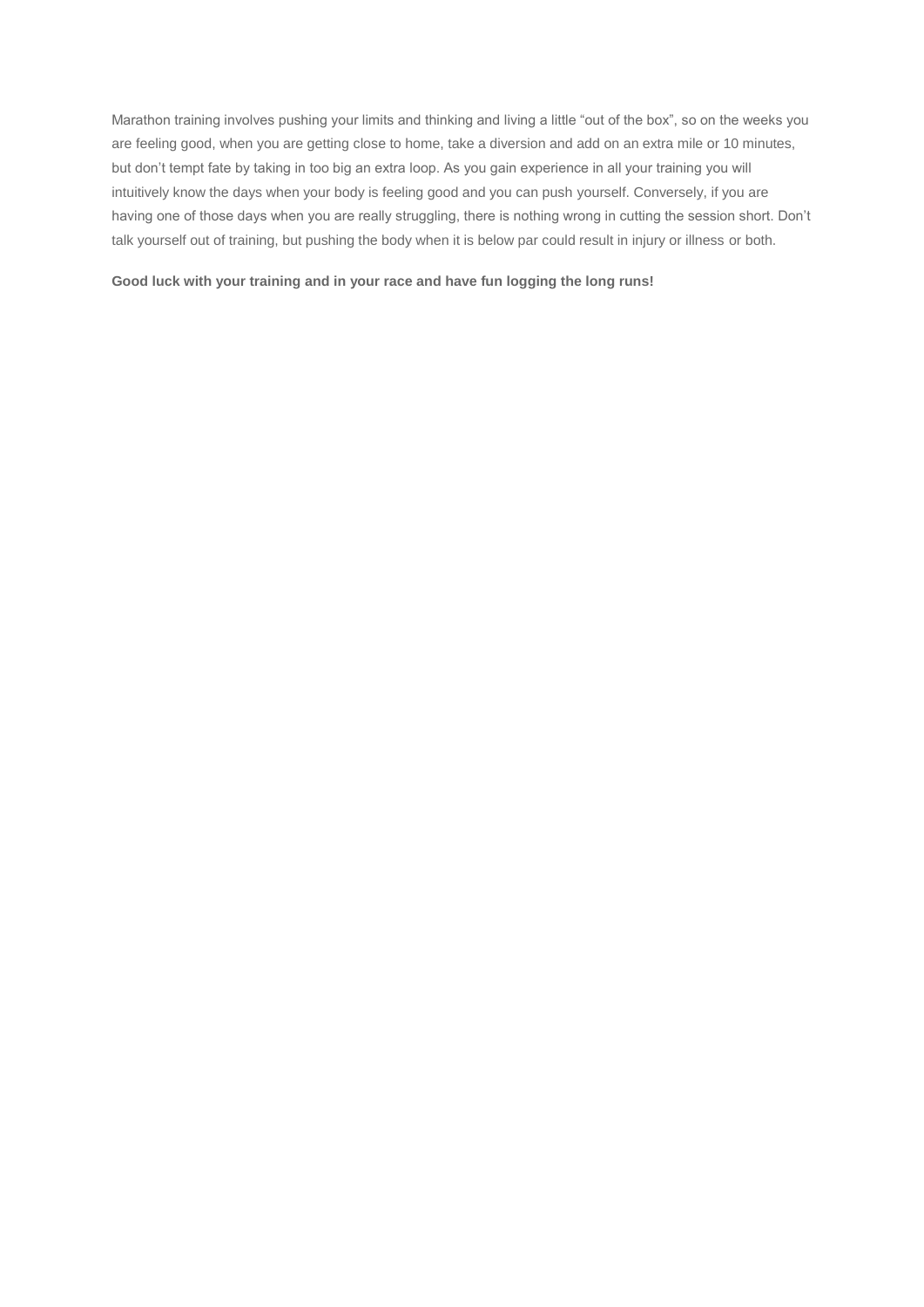Marathon training involves pushing your limits and thinking and living a little "out of the box", so on the weeks you are feeling good, when you are getting close to home, take a diversion and add on an extra mile or 10 minutes, but don't tempt fate by taking in too big an extra loop. As you gain experience in all your training you will intuitively know the days when your body is feeling good and you can push yourself. Conversely, if you are having one of those days when you are really struggling, there is nothing wrong in cutting the session short. Don't talk yourself out of training, but pushing the body when it is below par could result in injury or illness or both.

**Good luck with your training and in your race and have fun logging the long runs!**